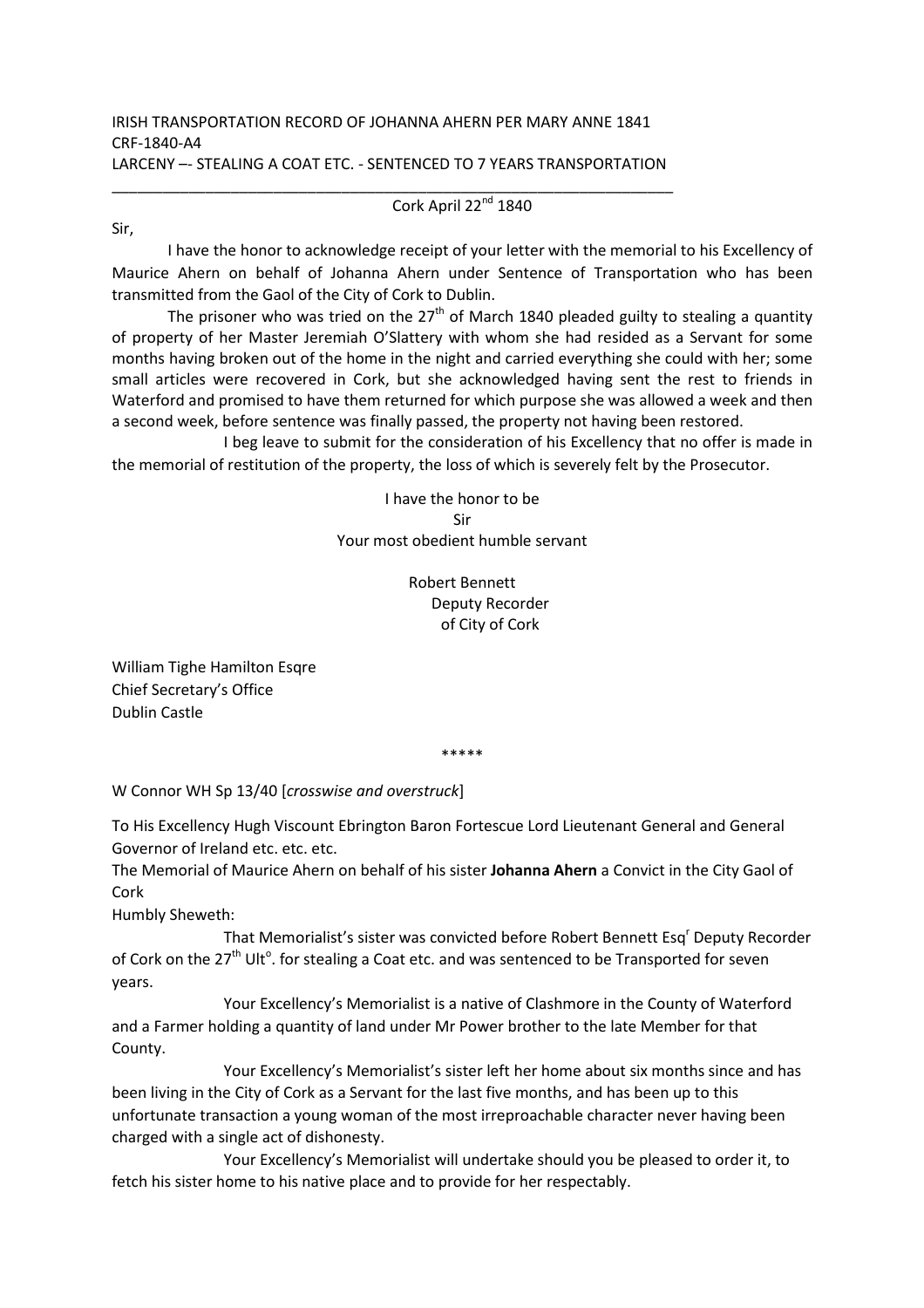IRISH TRANSPORTATION RECORD OF JOHANNA AHERN PER MARY ANNE 1841
CRF-1840-A4
LARCENY –- STEALING A COAT ETC. - SENTENCED TO 7 YEARS TRANSPORTATION

---

Cork April 22[nd] 1840

Sir,

I have the honor to acknowledge receipt of your letter with the memorial to his Excellency of Maurice Ahern on behalf of Johanna Ahern under Sentence of Transportation who has been transmitted from the Gaol of the City of Cork to Dublin.

The prisoner who was tried on the 27[th] of March 1840 pleaded guilty to stealing a quantity of property of her Master Jeremiah O'Slattery with whom she had resided as a Servant for some months having broken out of the home in the night and carried everything she could with her; some small articles were recovered in Cork, but she acknowledged having sent the rest to friends in Waterford and promised to have them returned for which purpose she was allowed a week and then a second week, before sentence was finally passed, the property not having been restored.

I beg leave to submit for the consideration of his Excellency that no offer is made in the memorial of restitution of the property, the loss of which is severely felt by the Prosecutor.

I have the honor to be
Sir
Your most obedient humble servant

Robert Bennett
Deputy Recorder
of City of Cork

William Tighe Hamilton Esqre
Chief Secretary's Office
Dublin Castle

*****

W Connor WH Sp 13/40 [*crosswise and overstruck*]

To His Excellency Hugh Viscount Ebrington Baron Fortescue Lord Lieutenant General and General Governor of Ireland etc. etc. etc.

The Memorial of Maurice Ahern on behalf of his sister **Johanna Ahern** a Convict in the City Gaol of Cork

Humbly Sheweth:

That Memorialist's sister was convicted before Robert Bennett Esq[r] Deputy Recorder of Cork on the 27[th] Ult[o]. for stealing a Coat etc. and was sentenced to be Transported for seven years.

Your Excellency's Memorialist is a native of Clashmore in the County of Waterford and a Farmer holding a quantity of land under Mr Power brother to the late Member for that County.

Your Excellency's Memorialist's sister left her home about six months since and has been living in the City of Cork as a Servant for the last five months, and has been up to this unfortunate transaction a young woman of the most irreproachable character never having been charged with a single act of dishonesty.

Your Excellency's Memorialist will undertake should you be pleased to order it, to fetch his sister home to his native place and to provide for her respectably.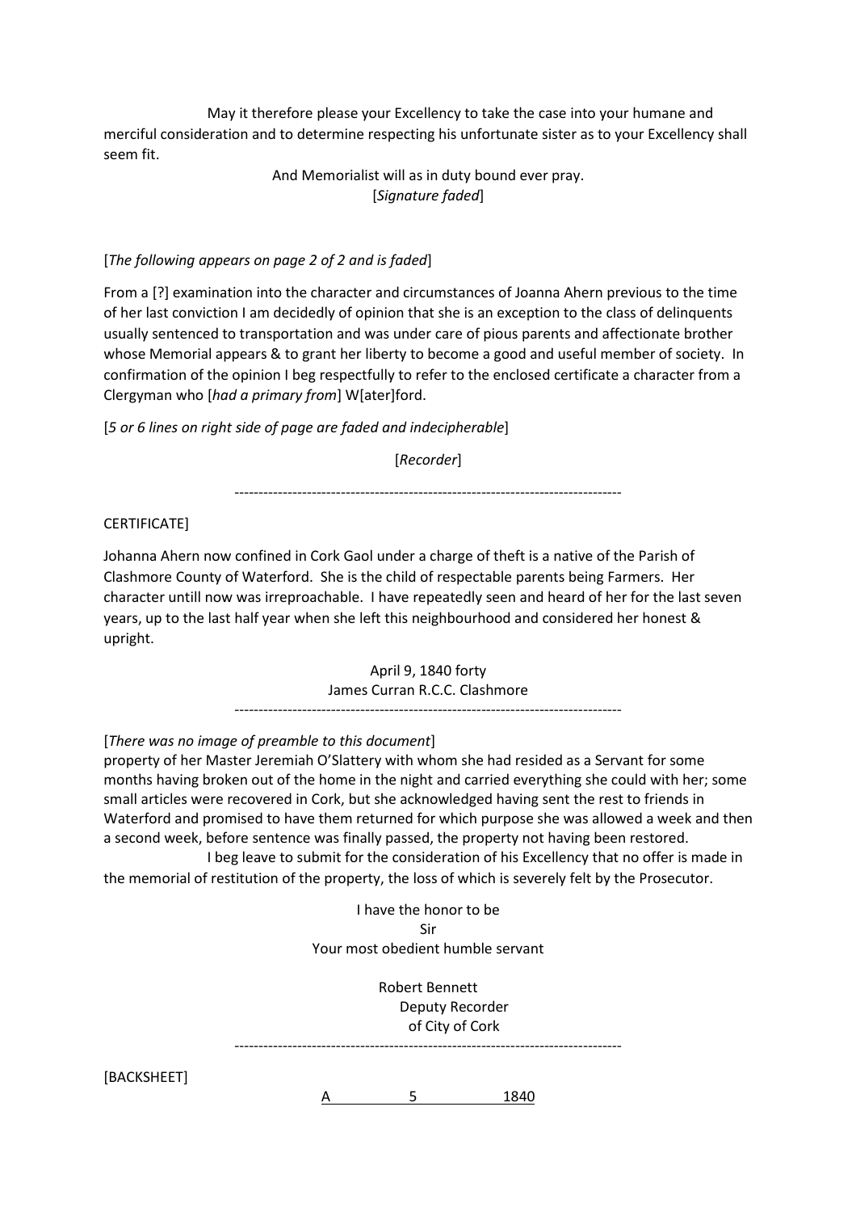May it therefore please your Excellency to take the case into your humane and merciful consideration and to determine respecting his unfortunate sister as to your Excellency shall seem fit.

And Memorialist will as in duty bound ever pray.
[*Signature faded*]

[*The following appears on page 2 of 2 and is faded*]

From a [?] examination into the character and circumstances of Joanna Ahern previous to the time of her last conviction I am decidedly of opinion that she is an exception to the class of delinquents usually sentenced to transportation and was under care of pious parents and affectionate brother whose Memorial appears & to grant her liberty to become a good and useful member of society. In confirmation of the opinion I beg respectfully to refer to the enclosed certificate a character from a Clergyman who [*had a primary from*] W[ater]ford.

[*5 or 6 lines on right side of page are faded and indecipherable*]

[*Recorder*]

--------------------------------------------------------------------------------

CERTIFICATE]

Johanna Ahern now confined in Cork Gaol under a charge of theft is a native of the Parish of Clashmore County of Waterford. She is the child of respectable parents being Farmers. Her character untill now was irreproachable. I have repeatedly seen and heard of her for the last seven years, up to the last half year when she left this neighbourhood and considered her honest & upright.

April 9, 1840 forty
James Curran R.C.C. Clashmore

--------------------------------------------------------------------------------

[*There was no image of preamble to this document*]
property of her Master Jeremiah O'Slattery with whom she had resided as a Servant for some months having broken out of the home in the night and carried everything she could with her; some small articles were recovered in Cork, but she acknowledged having sent the rest to friends in Waterford and promised to have them returned for which purpose she was allowed a week and then a second week, before sentence was finally passed, the property not having been restored.

I beg leave to submit for the consideration of his Excellency that no offer is made in the memorial of restitution of the property, the loss of which is severely felt by the Prosecutor.

I have the honor to be
Sir
Your most obedient humble servant

Robert Bennett
Deputy Recorder
of City of Cork

--------------------------------------------------------------------------------

[BACKSHEET]

A 5 1840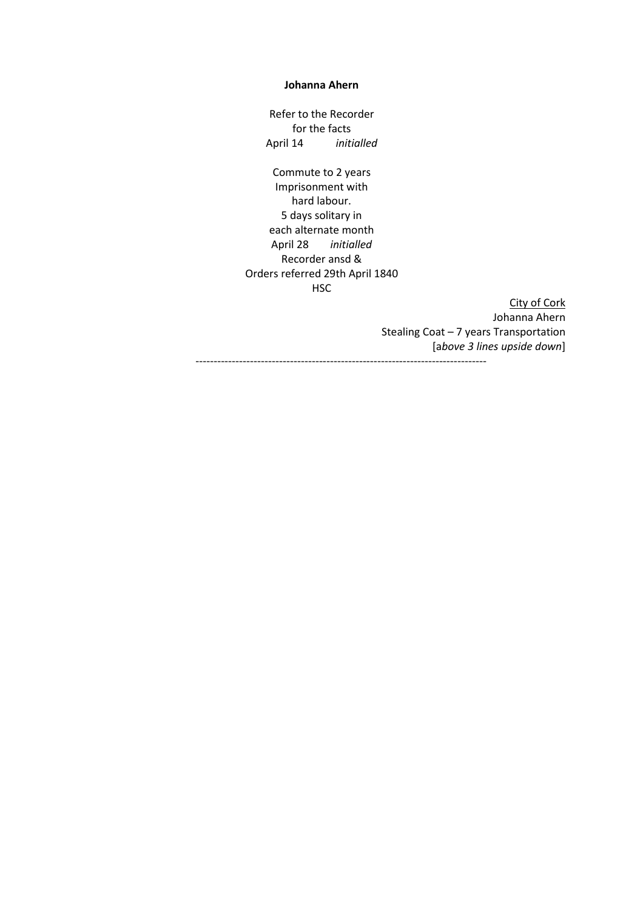**Johanna Ahern**

Refer to the Recorder
for the facts
April 14 *initialled*

Commute to 2 years
Imprisonment with
hard labour.
5 days solitary in
each alternate month
April 28 *initialled*
Recorder ansd &
Orders referred 29th April 1840
HSC

<u>City of Cork</u>
Johanna Ahern
Stealing Coat – 7 years Transportation
[*above 3 lines upside down*]

--------------------------------------------------------------------------------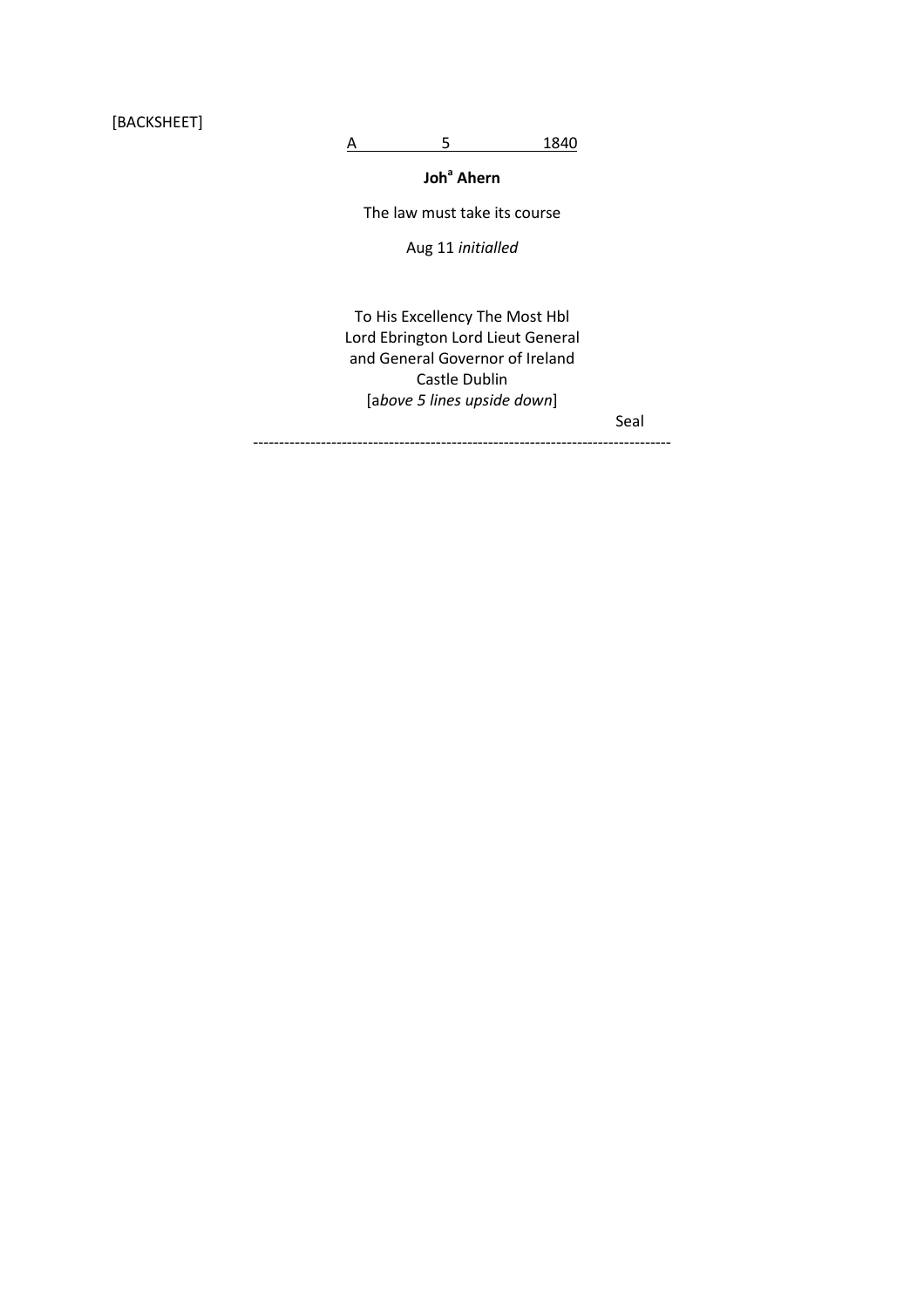[BACKSHEET]

A 5 1840

**Joh[a] Ahern**

The law must take its course

Aug 11 *initialled*

To His Excellency The Most Hbl
Lord Ebrington Lord Lieut General
and General Governor of Ireland
Castle Dublin
[*above 5 lines upside down*]

Seal

-------------------------------------------------------------------------------